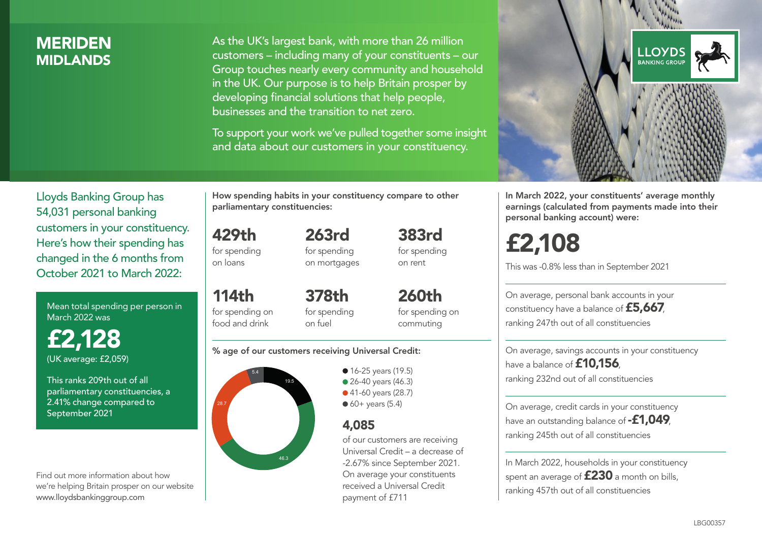# MERIDEN
## MIDLANDS

As the UK's largest bank, with more than 26 million customers – including many of your constituents – our Group touches nearly every community and household in the UK. Our purpose is to help Britain prosper by developing financial solutions that help people, businesses and the transition to net zero.

To support your work we've pulled together some insight and data about our customers in your constituency.

LLOYDS BANKING GROUP

Lloyds Banking Group has 54,031 personal banking customers in your constituency. Here's how their spending has changed in the 6 months from October 2021 to March 2022:

Mean total spending per person in March 2022 was

**£2,128**
(UK average: £2,059)

This ranks 209th out of all parliamentary constituencies, a 2.41% change compared to September 2021

Find out more information about how we're helping Britain prosper on our website www.lloydsbankinggroup.com

**How spending habits in your constituency compare to other parliamentary constituencies:**

| | | |
|---|---|---|
| **429th** for spending on loans | **263rd** for spending on mortgages | **383rd** for spending on rent |
| **114th** for spending on food and drink | **378th** for spending on fuel | **260th** for spending on commuting |

**% age of our customers receiving Universal Credit:**

- 16-25 years (19.5)
- 26-40 years (46.3)
- 41-60 years (28.7)
- 60+ years (5.4)

**4,085**
of our customers are receiving Universal Credit – a decrease of -2.67% since September 2021. On average your constituents received a Universal Credit payment of £711

**In March 2022, your constituents' average monthly earnings (calculated from payments made into their personal banking account) were:**

**£2,108**
This was -0.8% less than in September 2021

On average, personal bank accounts in your constituency have a balance of **£5,667**, ranking 247th out of all constituencies

On average, savings accounts in your constituency have a balance of **£10,156**, ranking 232nd out of all constituencies

On average, credit cards in your constituency have an outstanding balance of **-£1,049**, ranking 245th out of all constituencies

In March 2022, households in your constituency spent an average of **£230** a month on bills, ranking 457th out of all constituencies

LBG00357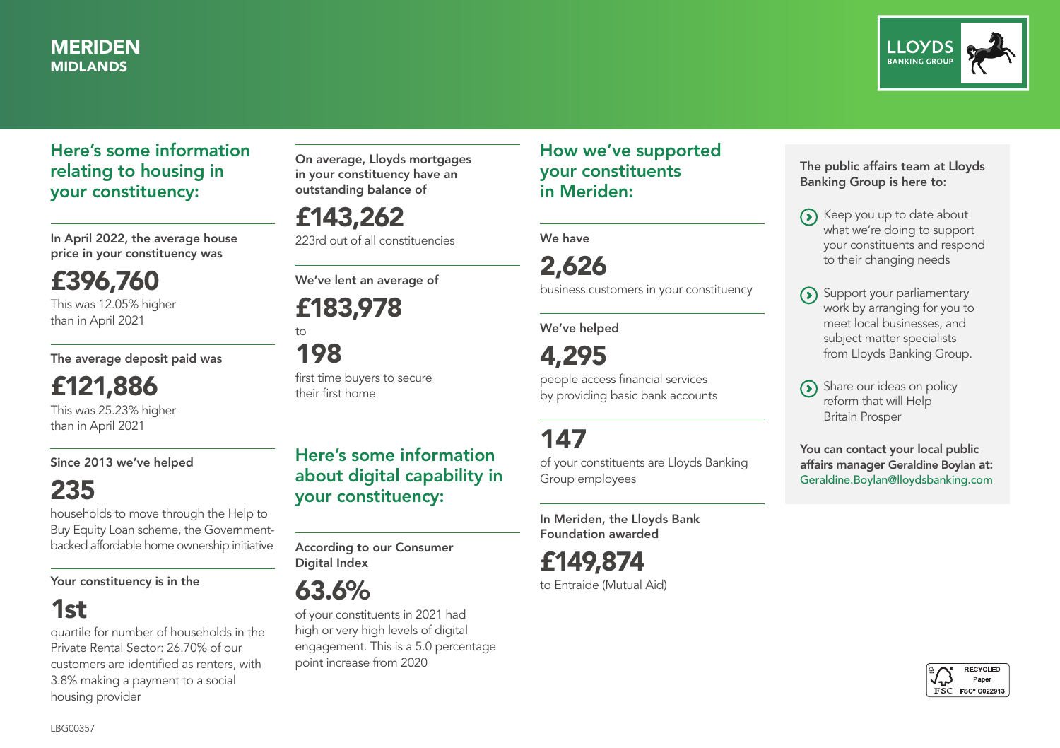# MERIDEN

**MIDLANDS**

LLOYDS BANKING GROUP

## Here's some information relating to housing in your constituency:

**In April 2022, the average house price in your constituency was**

# £396,760

This was 12.05% higher than in April 2021

**The average deposit paid was**

# £121,886

This was 25.23% higher than in April 2021

**Since 2013 we've helped**

# 235

households to move through the Help to Buy Equity Loan scheme, the Government-backed affordable home ownership initiative

**Your constituency is in the**

# 1st

quartile for number of households in the Private Rental Sector: 26.70% of our customers are identified as renters, with 3.8% making a payment to a social housing provider

**On average, Lloyds mortgages in your constituency have an outstanding balance of**

# £143,262

223rd out of all constituencies

**We've lent an average of**

# £183,978

to

# 198

first time buyers to secure their first home

## Here's some information about digital capability in your constituency:

**According to our Consumer Digital Index**

# 63.6%

of your constituents in 2021 had high or very high levels of digital engagement. This is a 5.0 percentage point increase from 2020

## How we've supported your constituents in Meriden:

**We have**

# 2,626

business customers in your constituency

**We've helped**

# 4,295

people access financial services by providing basic bank accounts

# 147

of your constituents are Lloyds Banking Group employees

**In Meriden, the Lloyds Bank Foundation awarded**

# £149,874

to Entraide (Mutual Aid)

**The public affairs team at Lloyds Banking Group is here to:**

- Keep you up to date about what we're doing to support your constituents and respond to their changing needs
- Support your parliamentary work by arranging for you to meet local businesses, and subject matter specialists from Lloyds Banking Group.
- Share our ideas on policy reform that will Help Britain Prosper

**You can contact your local public affairs manager Geraldine Boylan at:**
Geraldine.Boylan@lloydsbanking.com

RECYCLED Paper FSC® C022913

LBG00357